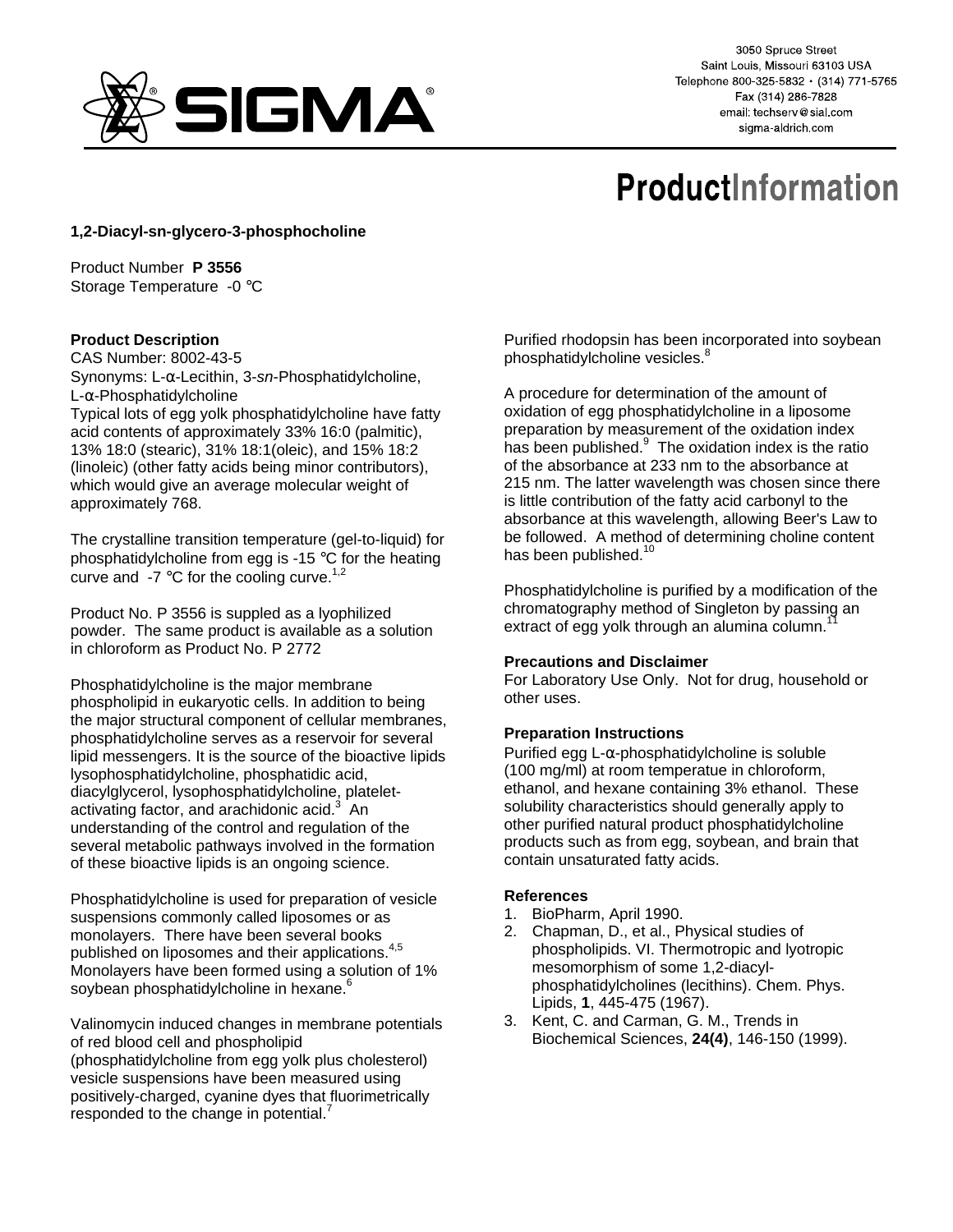3050 Spruce Street
Saint Louis, Missouri 63103 USA
Telephone 800-325-5832 • (314) 771-5765
Fax (314) 286-7828
email: techserv@sial.com
sigma-aldrich.com

# ProductInformation

**1,2-Diacyl-sn-glycero-3-phosphocholine**

Product Number **P 3556**
Storage Temperature -0 °C

### Product Description

CAS Number: 8002-43-5
Synonyms: L-α-Lecithin, 3-*sn*-Phosphatidylcholine, L-α-Phosphatidylcholine
Typical lots of egg yolk phosphatidylcholine have fatty acid contents of approximately 33% 16:0 (palmitic), 13% 18:0 (stearic), 31% 18:1(oleic), and 15% 18:2 (linoleic) (other fatty acids being minor contributors), which would give an average molecular weight of approximately 768.

The crystalline transition temperature (gel-to-liquid) for phosphatidylcholine from egg is -15 °C for the heating curve and -7 °C for the cooling curve.[1,2]

Product No. P 3556 is suppled as a lyophilized powder. The same product is available as a solution in chloroform as Product No. P 2772

Phosphatidylcholine is the major membrane phospholipid in eukaryotic cells. In addition to being the major structural component of cellular membranes, phosphatidylcholine serves as a reservoir for several lipid messengers. It is the source of the bioactive lipids lysophosphatidylcholine, phosphatidic acid, diacylglycerol, lysophosphatidylcholine, platelet-activating factor, and arachidonic acid.[3] An understanding of the control and regulation of the several metabolic pathways involved in the formation of these bioactive lipids is an ongoing science.

Phosphatidylcholine is used for preparation of vesicle suspensions commonly called liposomes or as monolayers. There have been several books published on liposomes and their applications.[4,5] Monolayers have been formed using a solution of 1% soybean phosphatidylcholine in hexane.[6]

Valinomycin induced changes in membrane potentials of red blood cell and phospholipid (phosphatidylcholine from egg yolk plus cholesterol) vesicle suspensions have been measured using positively-charged, cyanine dyes that fluorimetrically responded to the change in potential.[7]

Purified rhodopsin has been incorporated into soybean phosphatidylcholine vesicles.[8]

A procedure for determination of the amount of oxidation of egg phosphatidylcholine in a liposome preparation by measurement of the oxidation index has been published.[9] The oxidation index is the ratio of the absorbance at 233 nm to the absorbance at 215 nm. The latter wavelength was chosen since there is little contribution of the fatty acid carbonyl to the absorbance at this wavelength, allowing Beer's Law to be followed. A method of determining choline content has been published.[10]

Phosphatidylcholine is purified by a modification of the chromatography method of Singleton by passing an extract of egg yolk through an alumina column.[11]

### Precautions and Disclaimer

For Laboratory Use Only. Not for drug, household or other uses.

### Preparation Instructions

Purified egg L-α-phosphatidylcholine is soluble (100 mg/ml) at room temperatue in chloroform, ethanol, and hexane containing 3% ethanol. These solubility characteristics should generally apply to other purified natural product phosphatidylcholine products such as from egg, soybean, and brain that contain unsaturated fatty acids.

### References

1. BioPharm, April 1990.
2. Chapman, D., et al., Physical studies of phospholipids. VI. Thermotropic and lyotropic mesomorphism of some 1,2-diacyl-phosphatidylcholines (lecithins). Chem. Phys. Lipids, **1**, 445-475 (1967).
3. Kent, C. and Carman, G. M., Trends in Biochemical Sciences, **24(4)**, 146-150 (1999).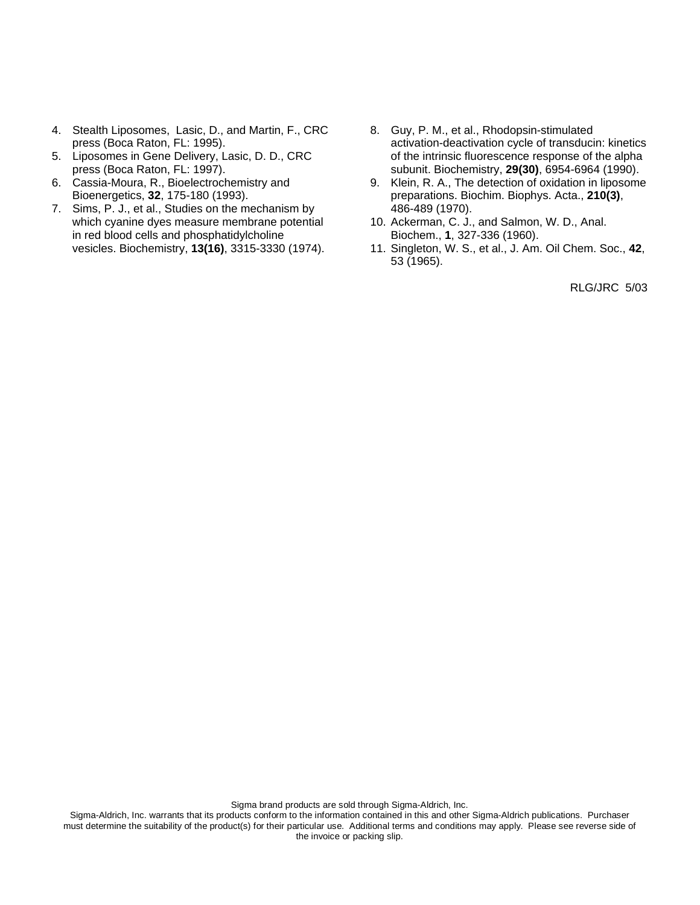4. Stealth Liposomes, Lasic, D., and Martin, F., CRC press (Boca Raton, FL: 1995).
5. Liposomes in Gene Delivery, Lasic, D. D., CRC press (Boca Raton, FL: 1997).
6. Cassia-Moura, R., Bioelectrochemistry and Bioenergetics, **32**, 175-180 (1993).
7. Sims, P. J., et al., Studies on the mechanism by which cyanine dyes measure membrane potential in red blood cells and phosphatidylcholine vesicles. Biochemistry, **13(16)**, 3315-3330 (1974).
8. Guy, P. M., et al., Rhodopsin-stimulated activation-deactivation cycle of transducin: kinetics of the intrinsic fluorescence response of the alpha subunit. Biochemistry, **29(30)**, 6954-6964 (1990).
9. Klein, R. A., The detection of oxidation in liposome preparations. Biochim. Biophys. Acta., **210(3)**, 486-489 (1970).
10. Ackerman, C. J., and Salmon, W. D., Anal. Biochem., **1**, 327-336 (1960).
11. Singleton, W. S., et al., J. Am. Oil Chem. Soc., **42**, 53 (1965).

RLG/JRC 5/03

Sigma brand products are sold through Sigma-Aldrich, Inc.
Sigma-Aldrich, Inc. warrants that its products conform to the information contained in this and other Sigma-Aldrich publications. Purchaser must determine the suitability of the product(s) for their particular use. Additional terms and conditions may apply. Please see reverse side of the invoice or packing slip.